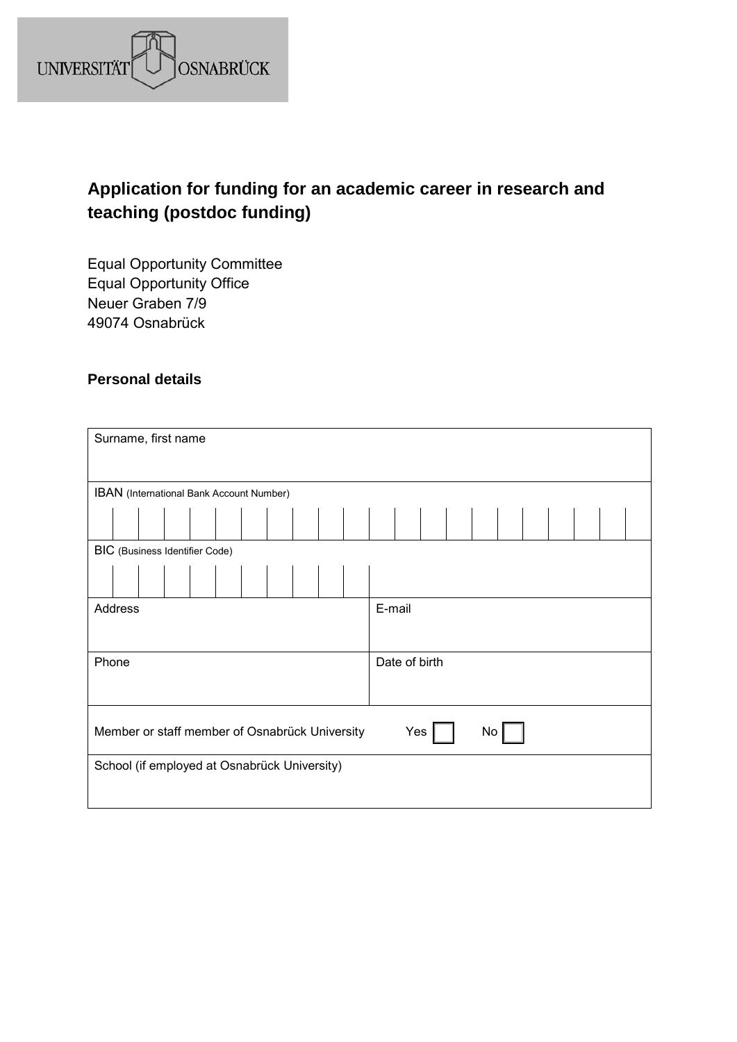UNIVERSITÄT OSNABRÜCK

# Application for funding for an academic career in research and teaching (postdoc funding)

Equal Opportunity Committee
Equal Opportunity Office
Neuer Graben 7/9
49074 Osnabrück

## Personal details

| | |
|---|---|
| Surname, first name | |
| IBAN (International Bank Account Number) | |
| BIC (Business Identifier Code) | |
| Address | E-mail |
| Phone | Date of birth |
| Member or staff member of Osnabrück University Yes ☐ No ☐ | |
| School (if employed at Osnabrück University) | |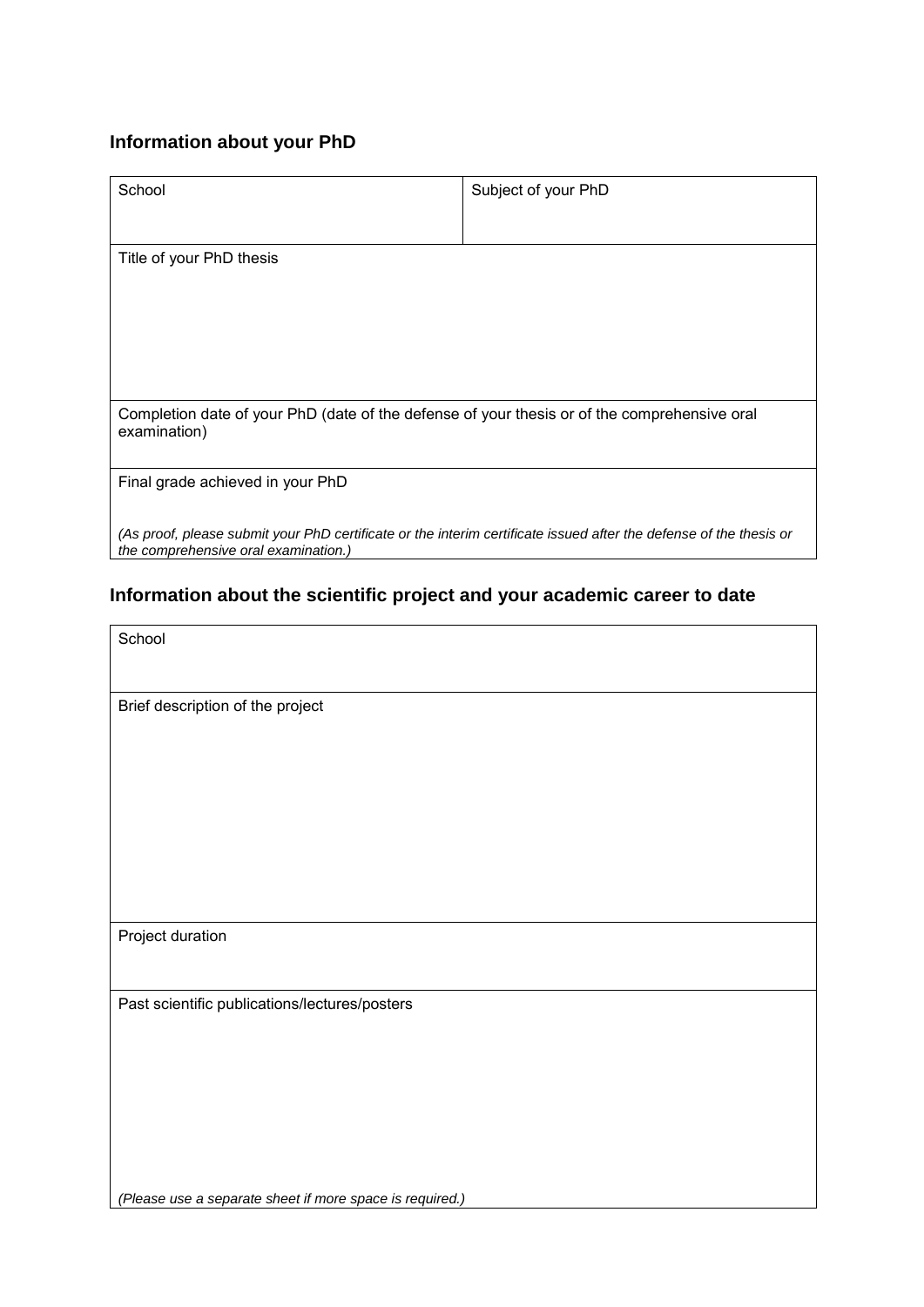## Information about your PhD

| School | Subject of your PhD |
| --- | --- |
| Title of your PhD thesis | |
| Completion date of your PhD (date of the defense of your thesis or of the comprehensive oral examination) | |
| Final grade achieved in your PhD<br><br>*(As proof, please submit your PhD certificate or the interim certificate issued after the defense of the thesis or the comprehensive oral examination.)* | |

## Information about the scientific project and your academic career to date

| School |
| --- |
| Brief description of the project |
| Project duration |
| Past scientific publications/lectures/posters<br><br>*(Please use a separate sheet if more space is required.)* |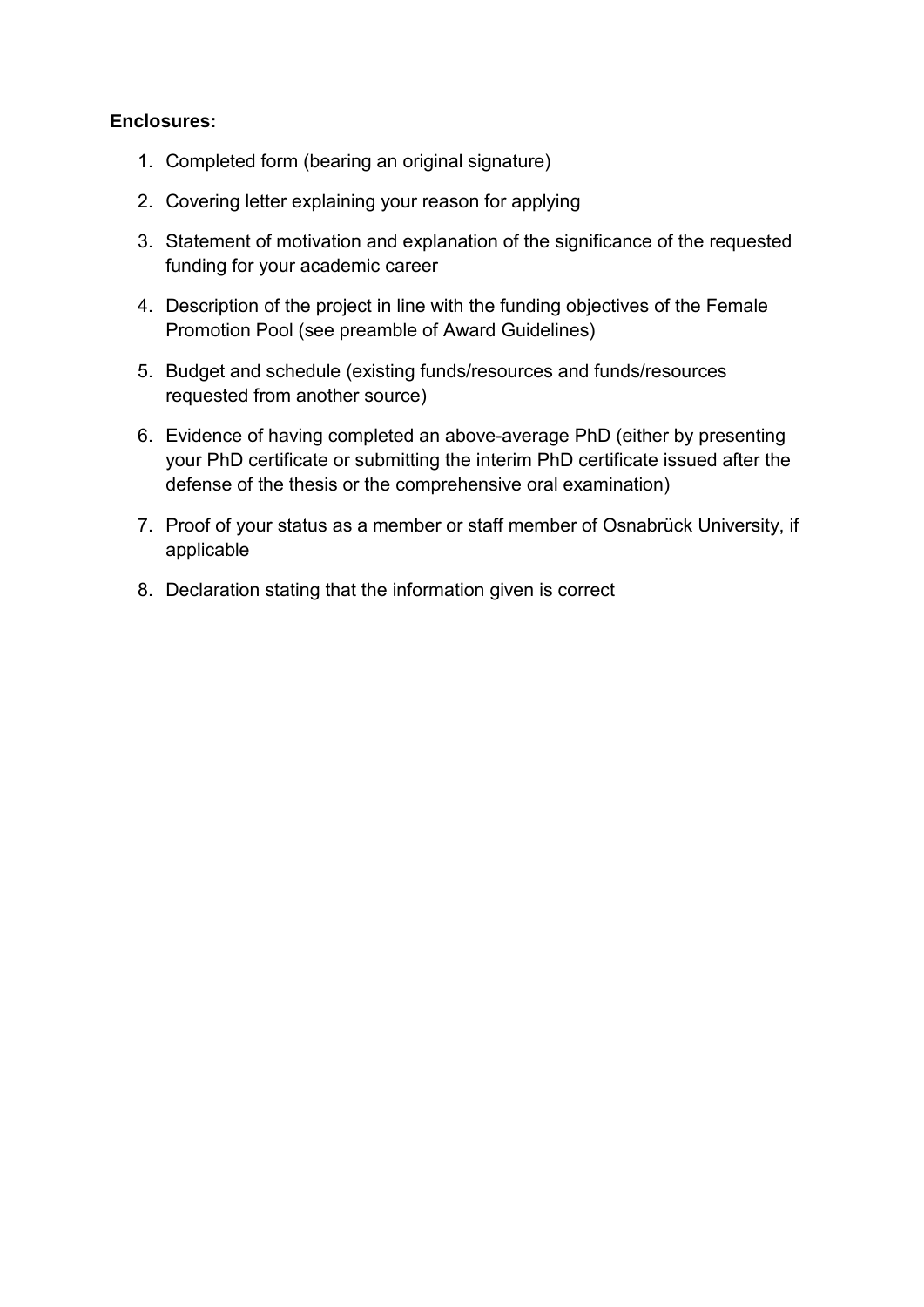**Enclosures:**

1. Completed form (bearing an original signature)
2. Covering letter explaining your reason for applying
3. Statement of motivation and explanation of the significance of the requested funding for your academic career
4. Description of the project in line with the funding objectives of the Female Promotion Pool (see preamble of Award Guidelines)
5. Budget and schedule (existing funds/resources and funds/resources requested from another source)
6. Evidence of having completed an above-average PhD (either by presenting your PhD certificate or submitting the interim PhD certificate issued after the defense of the thesis or the comprehensive oral examination)
7. Proof of your status as a member or staff member of Osnabrück University, if applicable
8. Declaration stating that the information given is correct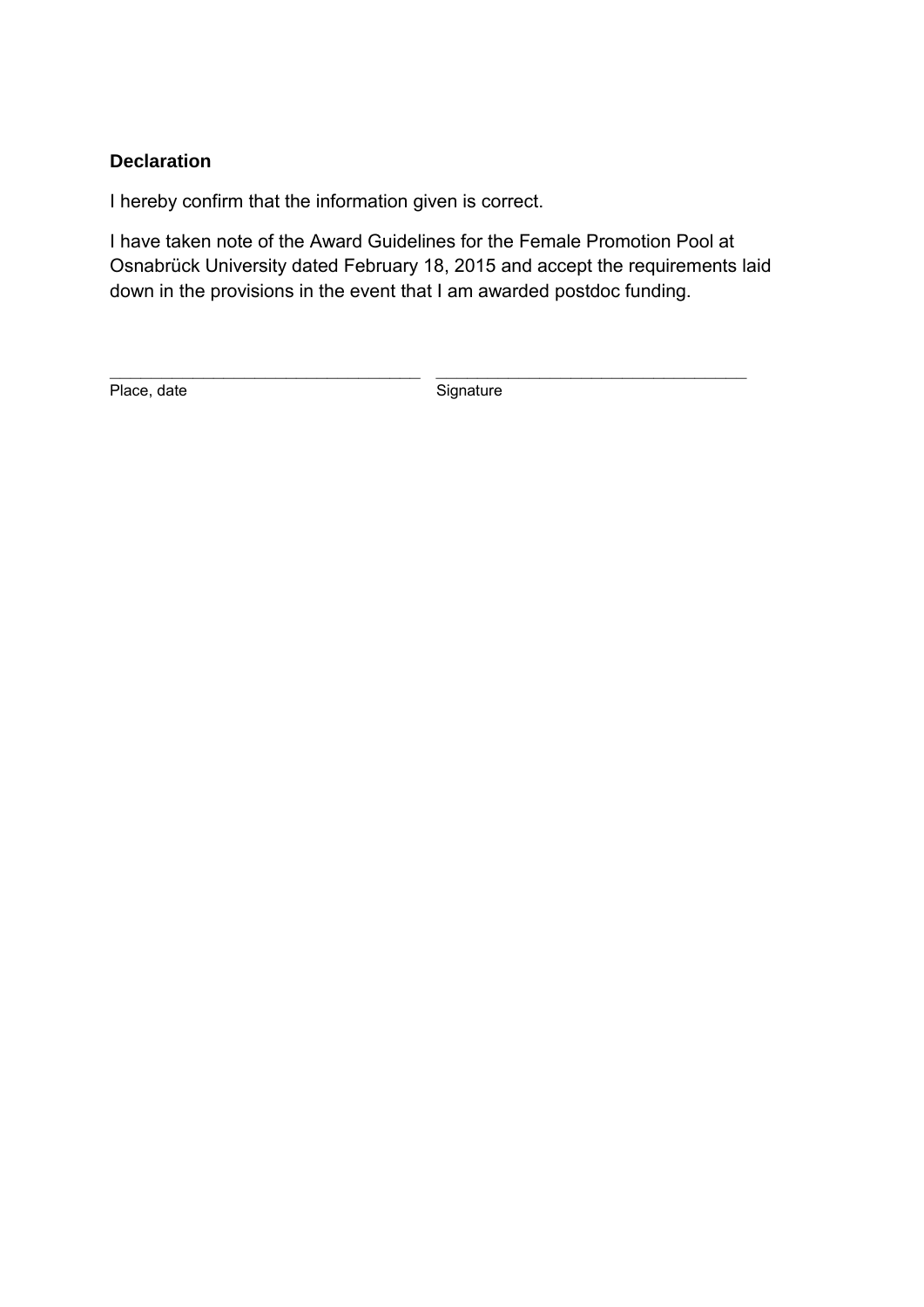**Declaration**

I hereby confirm that the information given is correct.

I have taken note of the Award Guidelines for the Female Promotion Pool at Osnabrück University dated February 18, 2015 and accept the requirements laid down in the provisions in the event that I am awarded postdoc funding.

\_\_\_\_\_\_\_\_\_\_\_\_\_\_\_\_\_\_\_\_\_\_\_\_\_\_\_\_\_\_\_\_\_\_\_\_ \_\_\_\_\_\_\_\_\_\_\_\_\_\_\_\_\_\_\_\_\_\_\_\_\_\_\_\_\_\_\_\_\_\_\_\_

Place, date Signature